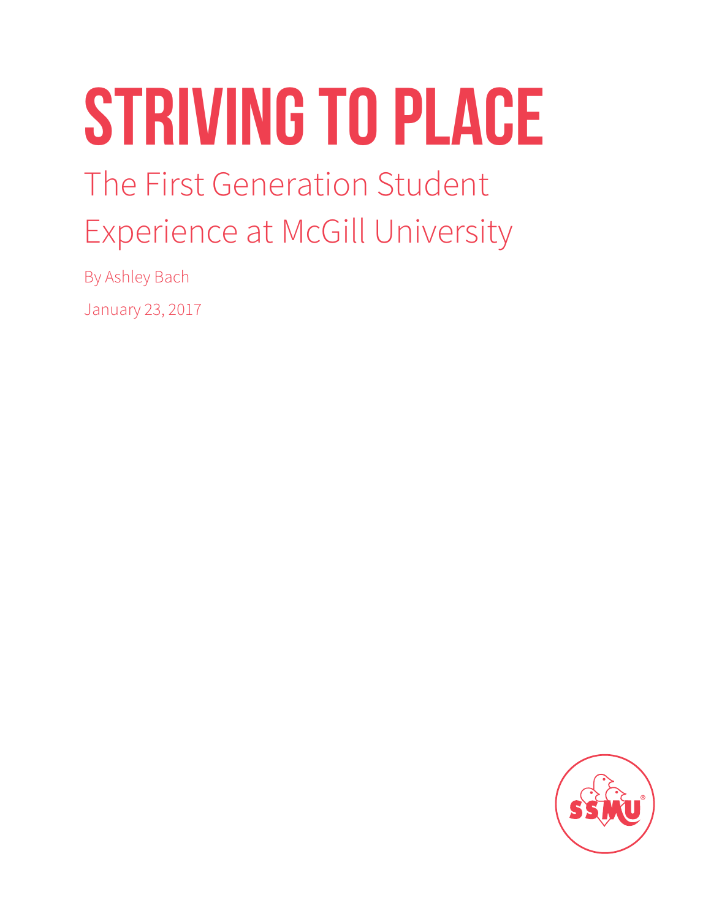# STRIVING TO PLACE

## The First Generation Student Experience at McGill University

By Ashley Bach

January 23, 2017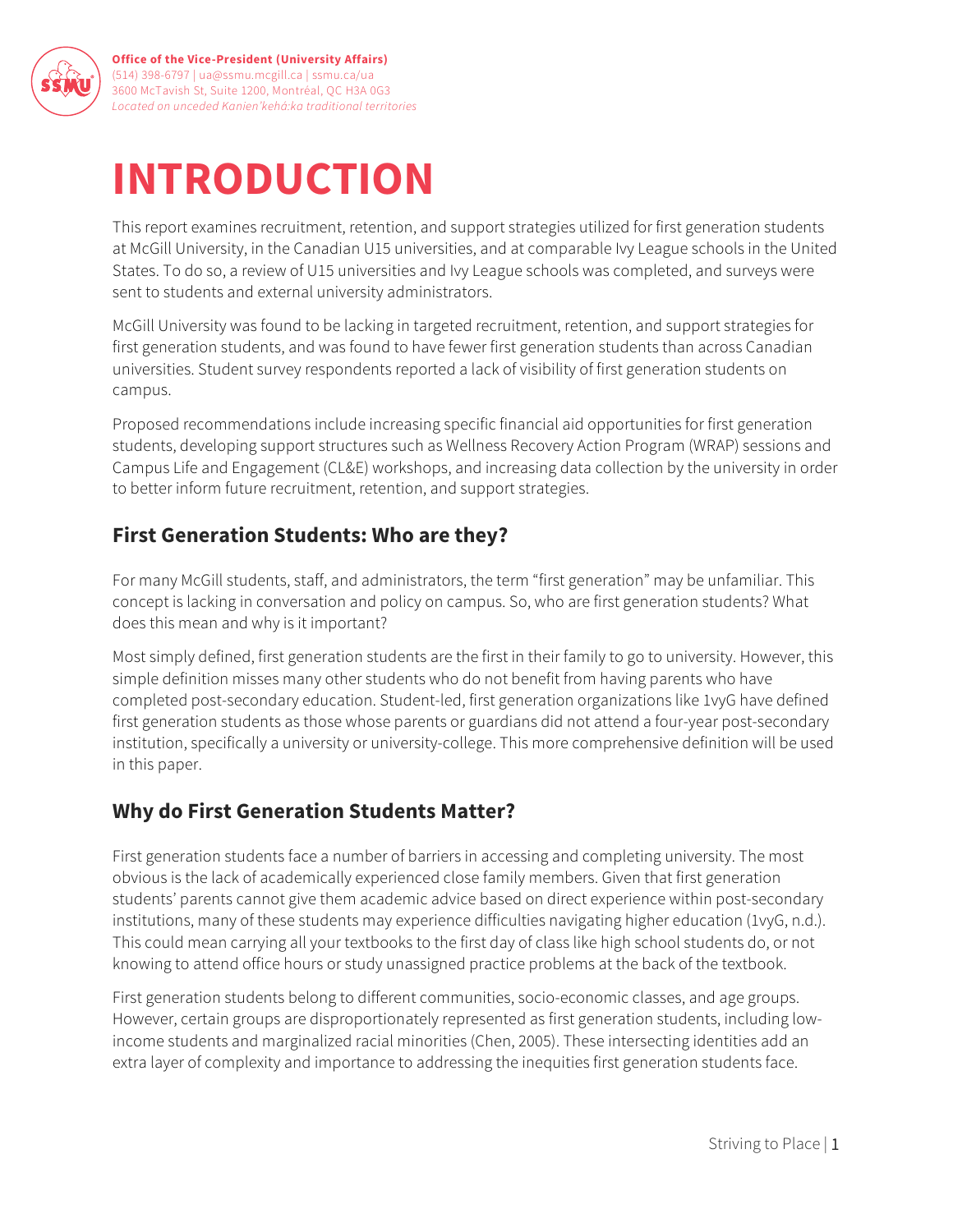# INTRODUCTION

This report examines recruitment, retention, and support strategies utilized for first generation students at McGill University, in the Canadian U15 universities, and at comparable Ivy League schools in the United States. To do so, a review of U15 universities and Ivy League schools was completed, and surveys were sent to students and external university administrators.

McGill University was found to be lacking in targeted recruitment, retention, and support strategies for first generation students, and was found to have fewer first generation students than across Canadian universities. Student survey respondents reported a lack of visibility of first generation students on campus.

Proposed recommendations include increasing specific financial aid opportunities for first generation students, developing support structures such as Wellness Recovery Action Program (WRAP) sessions and Campus Life and Engagement (CL&E) workshops, and increasing data collection by the university in order to better inform future recruitment, retention, and support strategies.

## First Generation Students: Who are they?

For many McGill students, staff, and administrators, the term "first generation" may be unfamiliar. This concept is lacking in conversation and policy on campus. So, who are first generation students? What does this mean and why is it important?

Most simply defined, first generation students are the first in their family to go to university. However, this simple definition misses many other students who do not benefit from having parents who have completed post-secondary education. Student-led, first generation organizations like 1vyG have defined first generation students as those whose parents or guardians did not attend a four-year post-secondary institution, specifically a university or university-college. This more comprehensive definition will be used in this paper.

## Why do First Generation Students Matter?

First generation students face a number of barriers in accessing and completing university. The most obvious is the lack of academically experienced close family members. Given that first generation students' parents cannot give them academic advice based on direct experience within post-secondary institutions, many of these students may experience difficulties navigating higher education (1vyG, n.d.). This could mean carrying all your textbooks to the first day of class like high school students do, or not knowing to attend office hours or study unassigned practice problems at the back of the textbook.

First generation students belong to different communities, socio-economic classes, and age groups. However, certain groups are disproportionately represented as first generation students, including low-income students and marginalized racial minorities (Chen, 2005). These intersecting identities add an extra layer of complexity and importance to addressing the inequities first generation students face.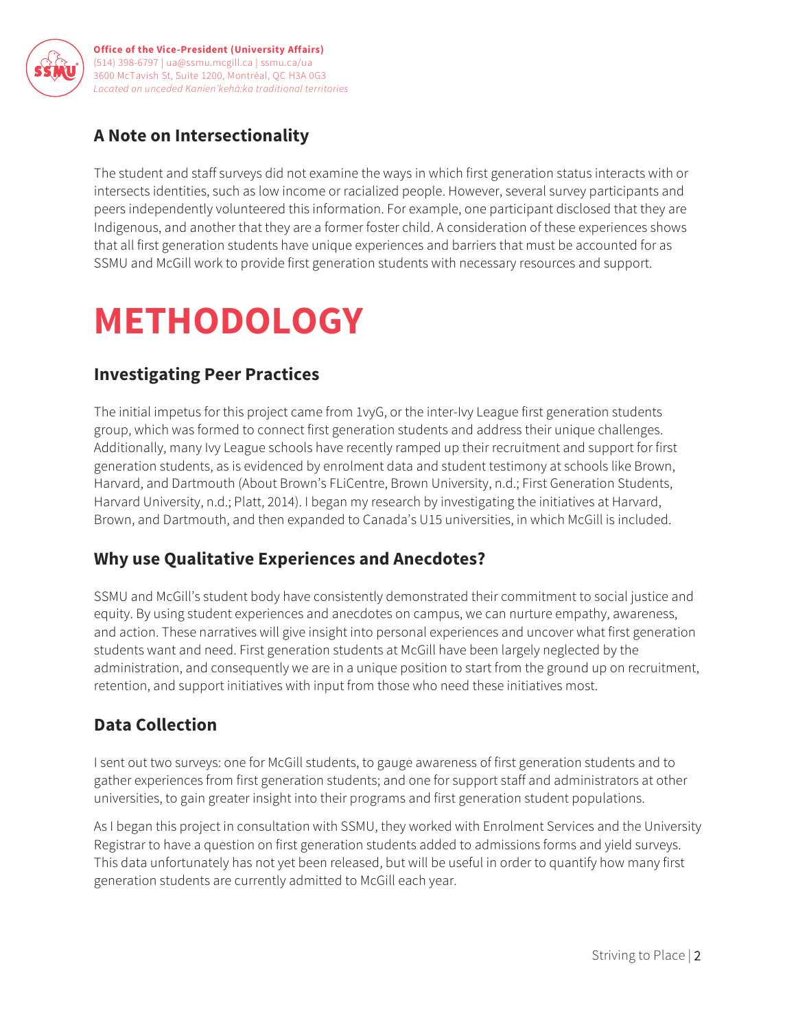## A Note on Intersectionality

The student and staff surveys did not examine the ways in which first generation status interacts with or intersects identities, such as low income or racialized people. However, several survey participants and peers independently volunteered this information. For example, one participant disclosed that they are Indigenous, and another that they are a former foster child. A consideration of these experiences shows that all first generation students have unique experiences and barriers that must be accounted for as SSMU and McGill work to provide first generation students with necessary resources and support.

# METHODOLOGY

## Investigating Peer Practices

The initial impetus for this project came from 1vyG, or the inter-Ivy League first generation students group, which was formed to connect first generation students and address their unique challenges. Additionally, many Ivy League schools have recently ramped up their recruitment and support for first generation students, as is evidenced by enrolment data and student testimony at schools like Brown, Harvard, and Dartmouth (About Brown's FLiCentre, Brown University, n.d.; First Generation Students, Harvard University, n.d.; Platt, 2014). I began my research by investigating the initiatives at Harvard, Brown, and Dartmouth, and then expanded to Canada's U15 universities, in which McGill is included.

## Why use Qualitative Experiences and Anecdotes?

SSMU and McGill's student body have consistently demonstrated their commitment to social justice and equity. By using student experiences and anecdotes on campus, we can nurture empathy, awareness, and action. These narratives will give insight into personal experiences and uncover what first generation students want and need. First generation students at McGill have been largely neglected by the administration, and consequently we are in a unique position to start from the ground up on recruitment, retention, and support initiatives with input from those who need these initiatives most.

## Data Collection

I sent out two surveys: one for McGill students, to gauge awareness of first generation students and to gather experiences from first generation students; and one for support staff and administrators at other universities, to gain greater insight into their programs and first generation student populations.

As I began this project in consultation with SSMU, they worked with Enrolment Services and the University Registrar to have a question on first generation students added to admissions forms and yield surveys. This data unfortunately has not yet been released, but will be useful in order to quantify how many first generation students are currently admitted to McGill each year.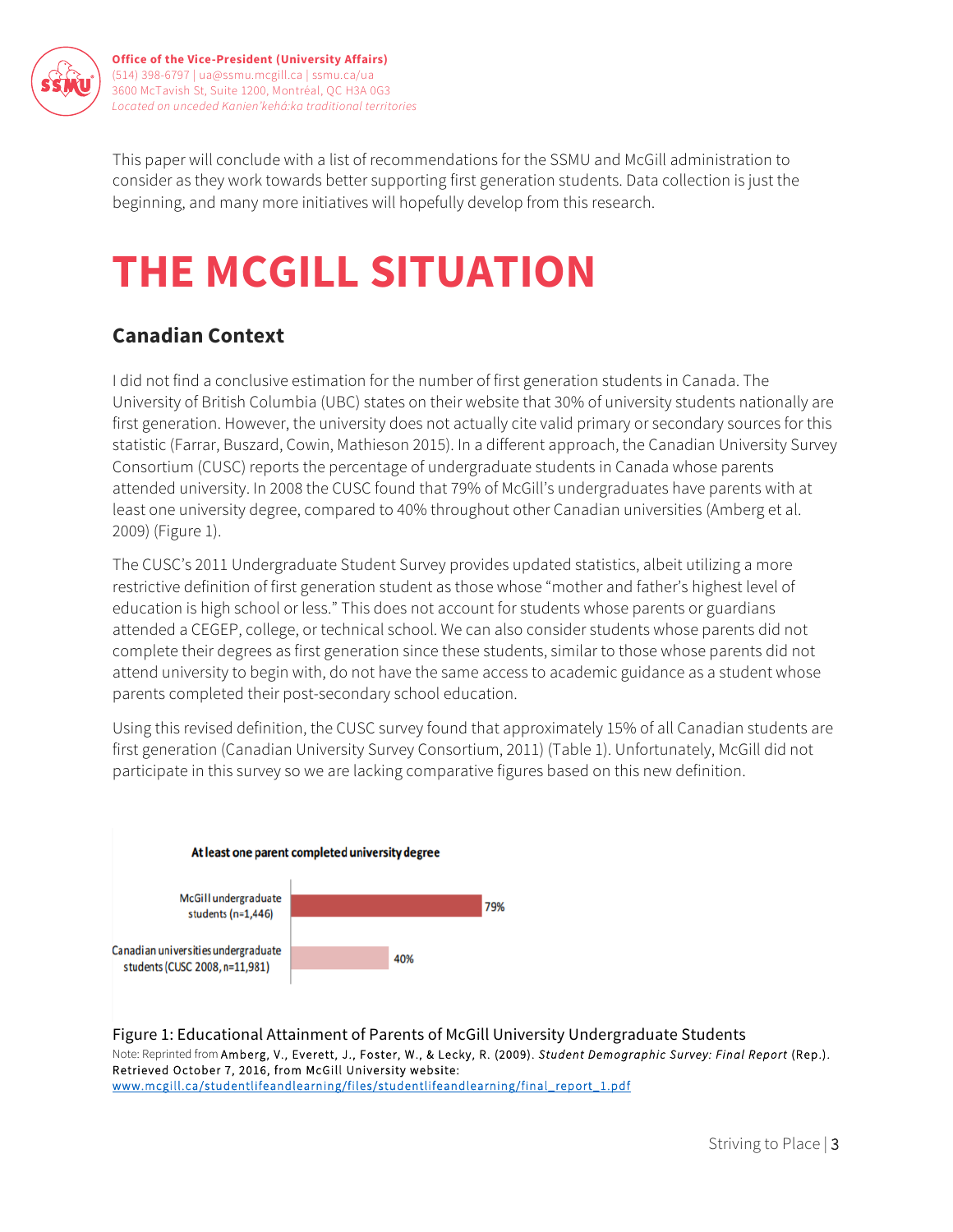This paper will conclude with a list of recommendations for the SSMU and McGill administration to consider as they work towards better supporting first generation students. Data collection is just the beginning, and many more initiatives will hopefully develop from this research.

# THE MCGILL SITUATION

## Canadian Context

I did not find a conclusive estimation for the number of first generation students in Canada. The University of British Columbia (UBC) states on their website that 30% of university students nationally are first generation. However, the university does not actually cite valid primary or secondary sources for this statistic (Farrar, Buszard, Cowin, Mathieson 2015). In a different approach, the Canadian University Survey Consortium (CUSC) reports the percentage of undergraduate students in Canada whose parents attended university. In 2008 the CUSC found that 79% of McGill's undergraduates have parents with at least one university degree, compared to 40% throughout other Canadian universities (Amberg et al. 2009) (Figure 1).

The CUSC's 2011 Undergraduate Student Survey provides updated statistics, albeit utilizing a more restrictive definition of first generation student as those whose "mother and father's highest level of education is high school or less." This does not account for students whose parents or guardians attended a CEGEP, college, or technical school. We can also consider students whose parents did not complete their degrees as first generation since these students, similar to those whose parents did not attend university to begin with, do not have the same access to academic guidance as a student whose parents completed their post-secondary school education.

Using this revised definition, the CUSC survey found that approximately 15% of all Canadian students are first generation (Canadian University Survey Consortium, 2011) (Table 1). Unfortunately, McGill did not participate in this survey so we are lacking comparative figures based on this new definition.

**At least one parent completed university degree**

McGill undergraduate students (n=1,446)
79%

Canadian universities undergraduate students (CUSC 2008, n=11,981)
40%

Figure 1: Educational Attainment of Parents of McGill University Undergraduate Students

Note: Reprinted from Amberg, V., Everett, J., Foster, W., & Lecky, R. (2009). *Student Demographic Survey: Final Report* (Rep.). Retrieved October 7, 2016, from McGill University website: www.mcgill.ca/studentlifeandlearning/files/studentlifeandlearning/final_report_1.pdf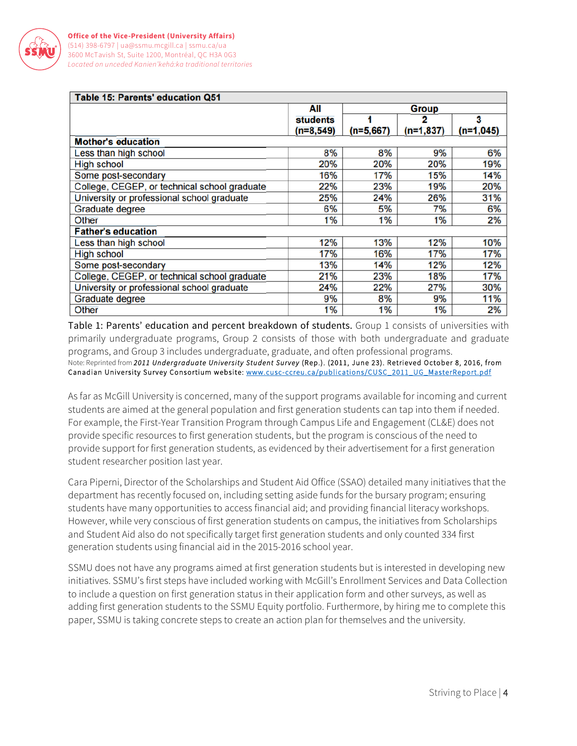| Table 15: Parents' education Q51 | All students (n=8,549) | Group 1 (n=5,667) | Group 2 (n=1,837) | Group 3 (n=1,045) |
|---|---|---|---|---|
| **Mother's education** | | | | |
| Less than high school | 8% | 8% | 9% | 6% |
| High school | 20% | 20% | 20% | 19% |
| Some post-secondary | 16% | 17% | 15% | 14% |
| College, CEGEP, or technical school graduate | 22% | 23% | 19% | 20% |
| University or professional school graduate | 25% | 24% | 26% | 31% |
| Graduate degree | 6% | 5% | 7% | 6% |
| Other | 1% | 1% | 1% | 2% |
| **Father's education** | | | | |
| Less than high school | 12% | 13% | 12% | 10% |
| High school | 17% | 16% | 17% | 17% |
| Some post-secondary | 13% | 14% | 12% | 12% |
| College, CEGEP, or technical school graduate | 21% | 23% | 18% | 17% |
| University or professional school graduate | 24% | 22% | 27% | 30% |
| Graduate degree | 9% | 8% | 9% | 11% |
| Other | 1% | 1% | 1% | 2% |

**Table 1: Parents' education and percent breakdown of students.** Group 1 consists of universities with primarily undergraduate programs, Group 2 consists of those with both undergraduate and graduate programs, and Group 3 includes undergraduate, graduate, and often professional programs.

Note: Reprinted from *2011 Undergraduate University Student Survey* (Rep.). (2011, June 23). Retrieved October 8, 2016, from Canadian University Survey Consortium website: www.cusc-ccreu.ca/publications/CUSC_2011_UG_MasterReport.pdf

As far as McGill University is concerned, many of the support programs available for incoming and current students are aimed at the general population and first generation students can tap into them if needed. For example, the First-Year Transition Program through Campus Life and Engagement (CL&E) does not provide specific resources to first generation students, but the program is conscious of the need to provide support for first generation students, as evidenced by their advertisement for a first generation student researcher position last year.

Cara Piperni, Director of the Scholarships and Student Aid Office (SSAO) detailed many initiatives that the department has recently focused on, including setting aside funds for the bursary program; ensuring students have many opportunities to access financial aid; and providing financial literacy workshops. However, while very conscious of first generation students on campus, the initiatives from Scholarships and Student Aid also do not specifically target first generation students and only counted 334 first generation students using financial aid in the 2015-2016 school year.

SSMU does not have any programs aimed at first generation students but is interested in developing new initiatives. SSMU's first steps have included working with McGill's Enrollment Services and Data Collection to include a question on first generation status in their application form and other surveys, as well as adding first generation students to the SSMU Equity portfolio. Furthermore, by hiring me to complete this paper, SSMU is taking concrete steps to create an action plan for themselves and the university.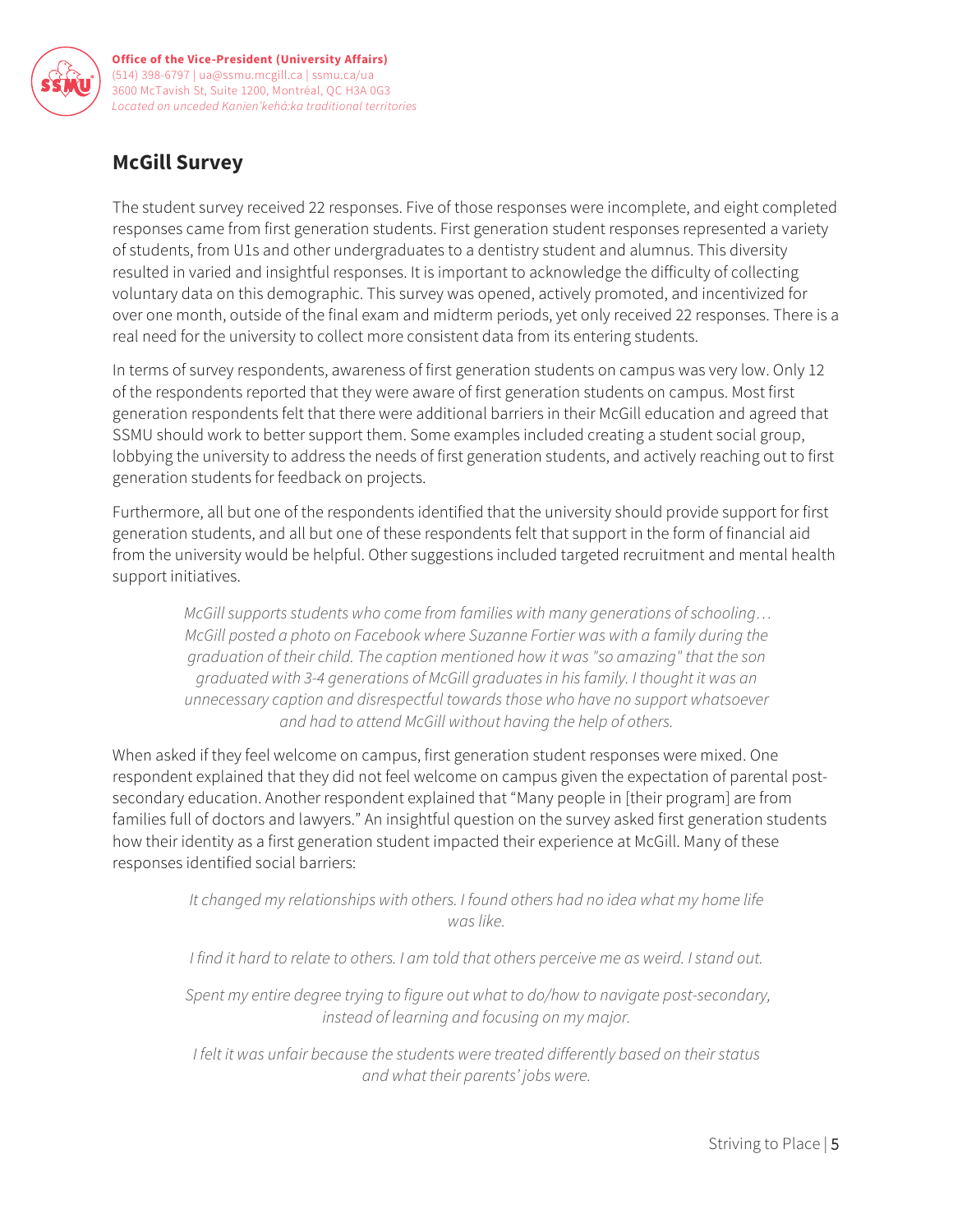## McGill Survey

The student survey received 22 responses. Five of those responses were incomplete, and eight completed responses came from first generation students. First generation student responses represented a variety of students, from U1s and other undergraduates to a dentistry student and alumnus. This diversity resulted in varied and insightful responses. It is important to acknowledge the difficulty of collecting voluntary data on this demographic. This survey was opened, actively promoted, and incentivized for over one month, outside of the final exam and midterm periods, yet only received 22 responses. There is a real need for the university to collect more consistent data from its entering students.

In terms of survey respondents, awareness of first generation students on campus was very low. Only 12 of the respondents reported that they were aware of first generation students on campus. Most first generation respondents felt that there were additional barriers in their McGill education and agreed that SSMU should work to better support them. Some examples included creating a student social group, lobbying the university to address the needs of first generation students, and actively reaching out to first generation students for feedback on projects.

Furthermore, all but one of the respondents identified that the university should provide support for first generation students, and all but one of these respondents felt that support in the form of financial aid from the university would be helpful. Other suggestions included targeted recruitment and mental health support initiatives.

> *McGill supports students who come from families with many generations of schooling… McGill posted a photo on Facebook where Suzanne Fortier was with a family during the graduation of their child. The caption mentioned how it was "so amazing" that the son graduated with 3-4 generations of McGill graduates in his family. I thought it was an unnecessary caption and disrespectful towards those who have no support whatsoever and had to attend McGill without having the help of others.*

When asked if they feel welcome on campus, first generation student responses were mixed. One respondent explained that they did not feel welcome on campus given the expectation of parental post-secondary education. Another respondent explained that "Many people in [their program] are from families full of doctors and lawyers." An insightful question on the survey asked first generation students how their identity as a first generation student impacted their experience at McGill. Many of these responses identified social barriers:

> *It changed my relationships with others. I found others had no idea what my home life was like.*

> *I find it hard to relate to others. I am told that others perceive me as weird. I stand out.*

> *Spent my entire degree trying to figure out what to do/how to navigate post-secondary, instead of learning and focusing on my major.*

> *I felt it was unfair because the students were treated differently based on their status and what their parents' jobs were.*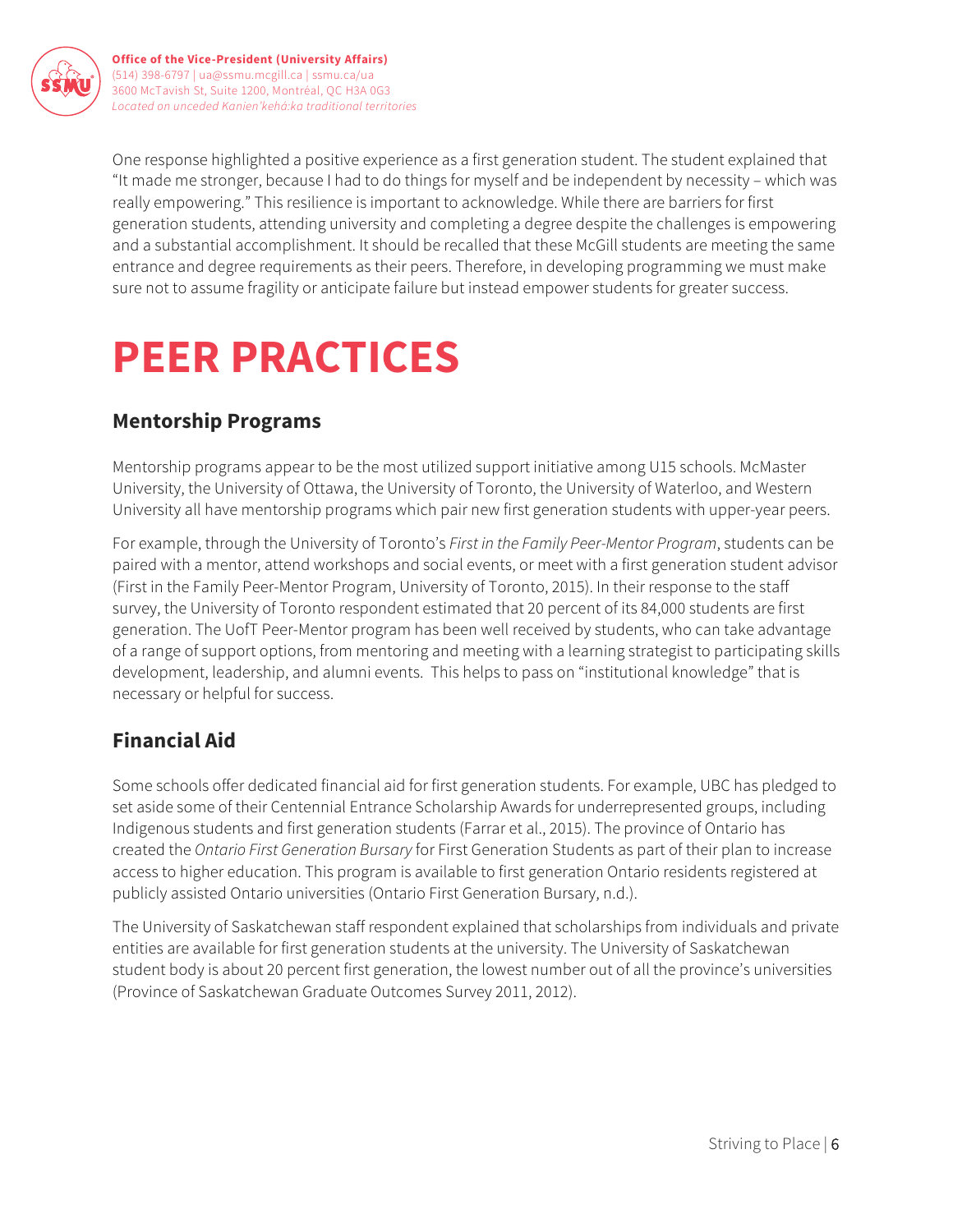One response highlighted a positive experience as a first generation student. The student explained that "It made me stronger, because I had to do things for myself and be independent by necessity – which was really empowering." This resilience is important to acknowledge. While there are barriers for first generation students, attending university and completing a degree despite the challenges is empowering and a substantial accomplishment. It should be recalled that these McGill students are meeting the same entrance and degree requirements as their peers. Therefore, in developing programming we must make sure not to assume fragility or anticipate failure but instead empower students for greater success.

# PEER PRACTICES

## Mentorship Programs

Mentorship programs appear to be the most utilized support initiative among U15 schools. McMaster University, the University of Ottawa, the University of Toronto, the University of Waterloo, and Western University all have mentorship programs which pair new first generation students with upper-year peers.

For example, through the University of Toronto's *First in the Family Peer-Mentor Program*, students can be paired with a mentor, attend workshops and social events, or meet with a first generation student advisor (First in the Family Peer-Mentor Program, University of Toronto, 2015). In their response to the staff survey, the University of Toronto respondent estimated that 20 percent of its 84,000 students are first generation. The UofT Peer-Mentor program has been well received by students, who can take advantage of a range of support options, from mentoring and meeting with a learning strategist to participating skills development, leadership, and alumni events. This helps to pass on "institutional knowledge" that is necessary or helpful for success.

## Financial Aid

Some schools offer dedicated financial aid for first generation students. For example, UBC has pledged to set aside some of their Centennial Entrance Scholarship Awards for underrepresented groups, including Indigenous students and first generation students (Farrar et al., 2015). The province of Ontario has created the *Ontario First Generation Bursary* for First Generation Students as part of their plan to increase access to higher education. This program is available to first generation Ontario residents registered at publicly assisted Ontario universities (Ontario First Generation Bursary, n.d.).

The University of Saskatchewan staff respondent explained that scholarships from individuals and private entities are available for first generation students at the university. The University of Saskatchewan student body is about 20 percent first generation, the lowest number out of all the province's universities (Province of Saskatchewan Graduate Outcomes Survey 2011, 2012).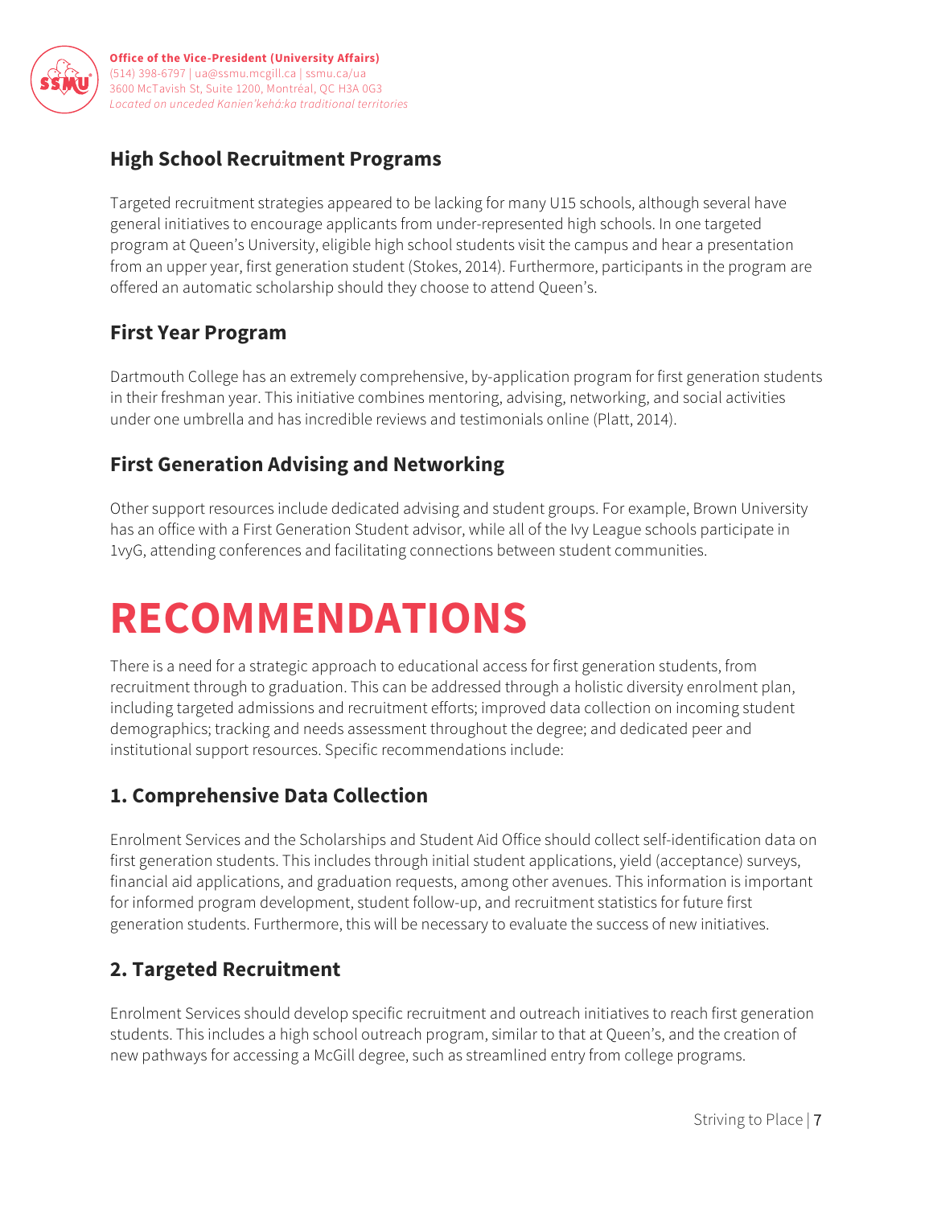## High School Recruitment Programs

Targeted recruitment strategies appeared to be lacking for many U15 schools, although several have general initiatives to encourage applicants from under-represented high schools. In one targeted program at Queen's University, eligible high school students visit the campus and hear a presentation from an upper year, first generation student (Stokes, 2014). Furthermore, participants in the program are offered an automatic scholarship should they choose to attend Queen's.

## First Year Program

Dartmouth College has an extremely comprehensive, by-application program for first generation students in their freshman year. This initiative combines mentoring, advising, networking, and social activities under one umbrella and has incredible reviews and testimonials online (Platt, 2014).

## First Generation Advising and Networking

Other support resources include dedicated advising and student groups. For example, Brown University has an office with a First Generation Student advisor, while all of the Ivy League schools participate in 1vyG, attending conferences and facilitating connections between student communities.

# RECOMMENDATIONS

There is a need for a strategic approach to educational access for first generation students, from recruitment through to graduation. This can be addressed through a holistic diversity enrolment plan, including targeted admissions and recruitment efforts; improved data collection on incoming student demographics; tracking and needs assessment throughout the degree; and dedicated peer and institutional support resources. Specific recommendations include:

## 1. Comprehensive Data Collection

Enrolment Services and the Scholarships and Student Aid Office should collect self-identification data on first generation students. This includes through initial student applications, yield (acceptance) surveys, financial aid applications, and graduation requests, among other avenues. This information is important for informed program development, student follow-up, and recruitment statistics for future first generation students. Furthermore, this will be necessary to evaluate the success of new initiatives.

## 2. Targeted Recruitment

Enrolment Services should develop specific recruitment and outreach initiatives to reach first generation students. This includes a high school outreach program, similar to that at Queen's, and the creation of new pathways for accessing a McGill degree, such as streamlined entry from college programs.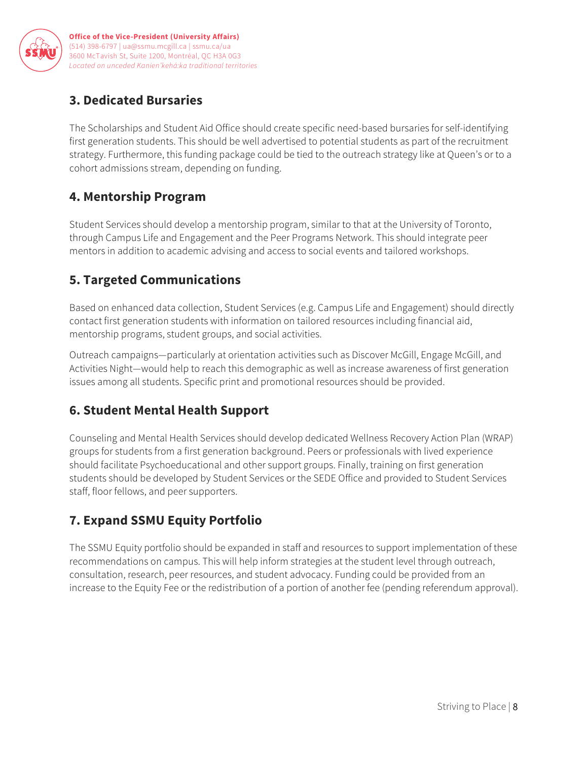## 3. Dedicated Bursaries

The Scholarships and Student Aid Office should create specific need-based bursaries for self-identifying first generation students. This should be well advertised to potential students as part of the recruitment strategy. Furthermore, this funding package could be tied to the outreach strategy like at Queen's or to a cohort admissions stream, depending on funding.

## 4. Mentorship Program

Student Services should develop a mentorship program, similar to that at the University of Toronto, through Campus Life and Engagement and the Peer Programs Network. This should integrate peer mentors in addition to academic advising and access to social events and tailored workshops.

## 5. Targeted Communications

Based on enhanced data collection, Student Services (e.g. Campus Life and Engagement) should directly contact first generation students with information on tailored resources including financial aid, mentorship programs, student groups, and social activities.

Outreach campaigns—particularly at orientation activities such as Discover McGill, Engage McGill, and Activities Night—would help to reach this demographic as well as increase awareness of first generation issues among all students. Specific print and promotional resources should be provided.

## 6. Student Mental Health Support

Counseling and Mental Health Services should develop dedicated Wellness Recovery Action Plan (WRAP) groups for students from a first generation background. Peers or professionals with lived experience should facilitate Psychoeducational and other support groups. Finally, training on first generation students should be developed by Student Services or the SEDE Office and provided to Student Services staff, floor fellows, and peer supporters.

## 7. Expand SSMU Equity Portfolio

The SSMU Equity portfolio should be expanded in staff and resources to support implementation of these recommendations on campus. This will help inform strategies at the student level through outreach, consultation, research, peer resources, and student advocacy. Funding could be provided from an increase to the Equity Fee or the redistribution of a portion of another fee (pending referendum approval).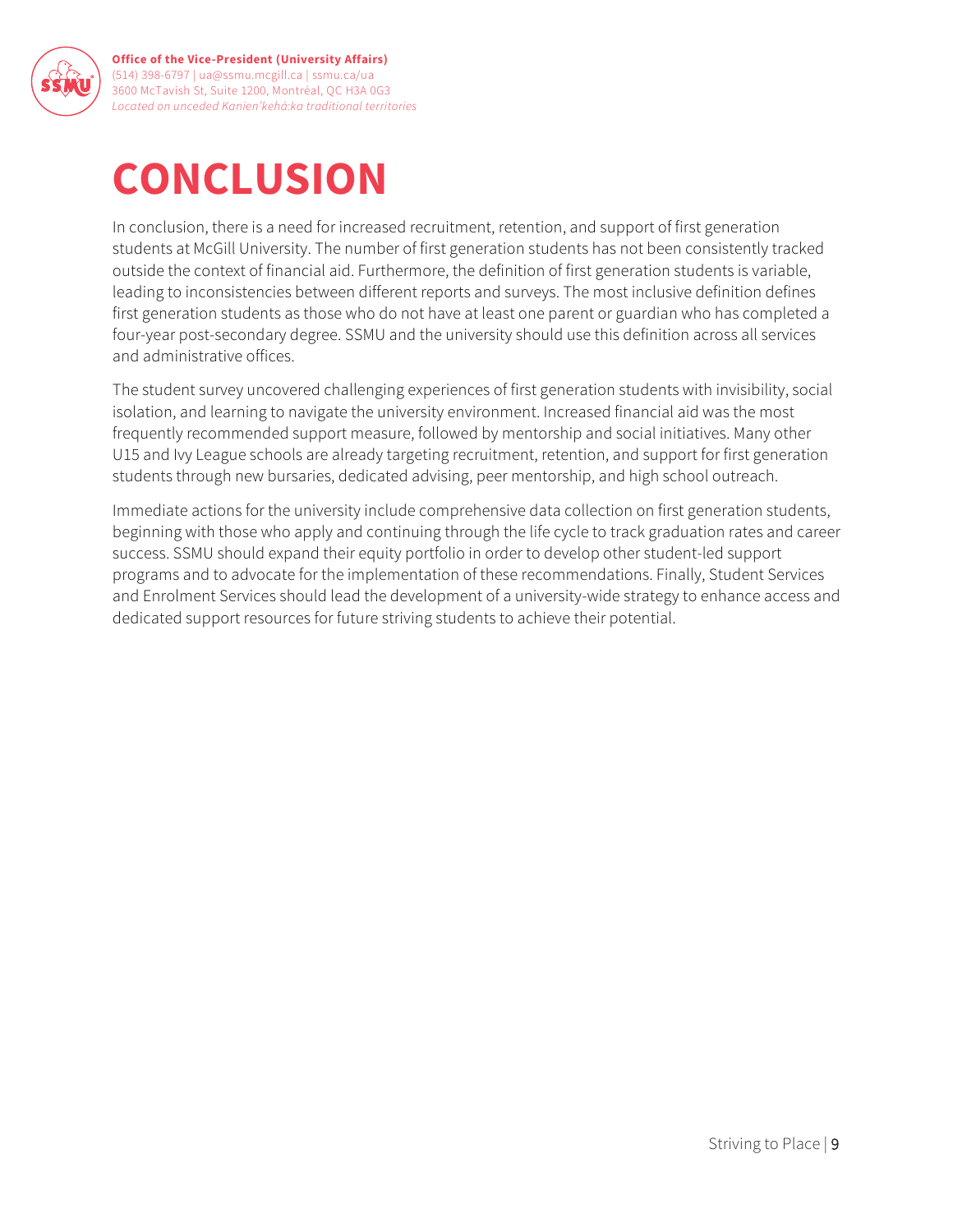# CONCLUSION

In conclusion, there is a need for increased recruitment, retention, and support of first generation students at McGill University. The number of first generation students has not been consistently tracked outside the context of financial aid. Furthermore, the definition of first generation students is variable, leading to inconsistencies between different reports and surveys. The most inclusive definition defines first generation students as those who do not have at least one parent or guardian who has completed a four-year post-secondary degree. SSMU and the university should use this definition across all services and administrative offices.

The student survey uncovered challenging experiences of first generation students with invisibility, social isolation, and learning to navigate the university environment. Increased financial aid was the most frequently recommended support measure, followed by mentorship and social initiatives. Many other U15 and Ivy League schools are already targeting recruitment, retention, and support for first generation students through new bursaries, dedicated advising, peer mentorship, and high school outreach.

Immediate actions for the university include comprehensive data collection on first generation students, beginning with those who apply and continuing through the life cycle to track graduation rates and career success. SSMU should expand their equity portfolio in order to develop other student-led support programs and to advocate for the implementation of these recommendations. Finally, Student Services and Enrolment Services should lead the development of a university-wide strategy to enhance access and dedicated support resources for future striving students to achieve their potential.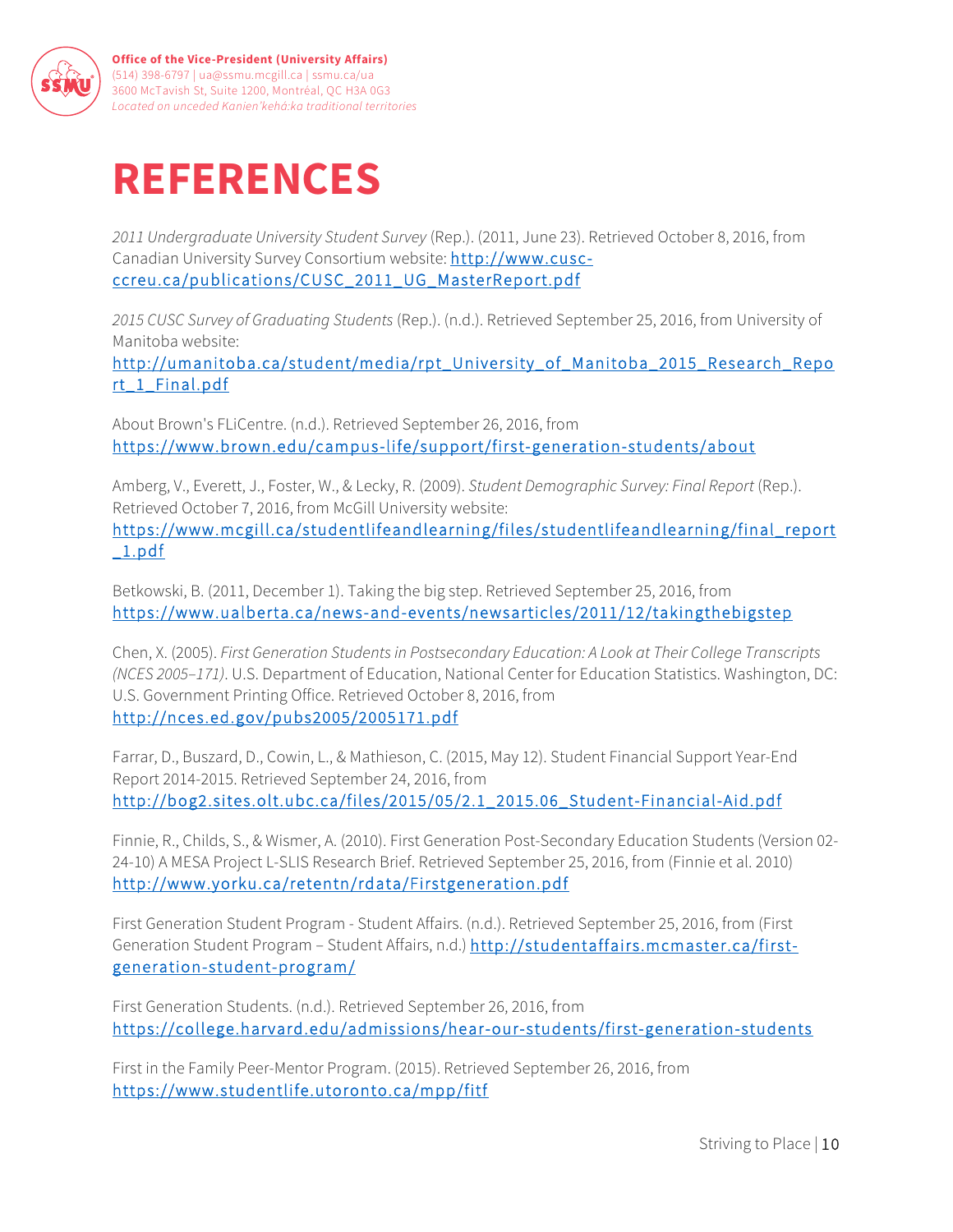# REFERENCES

*2011 Undergraduate University Student Survey* (Rep.). (2011, June 23). Retrieved October 8, 2016, from Canadian University Survey Consortium website: http://www.cusc-ccreu.ca/publications/CUSC_2011_UG_MasterReport.pdf

*2015 CUSC Survey of Graduating Students* (Rep.). (n.d.). Retrieved September 25, 2016, from University of Manitoba website: http://umanitoba.ca/student/media/rpt_University_of_Manitoba_2015_Research_Report_1_Final.pdf

About Brown's FLiCentre. (n.d.). Retrieved September 26, 2016, from https://www.brown.edu/campus-life/support/first-generation-students/about

Amberg, V., Everett, J., Foster, W., & Lecky, R. (2009). *Student Demographic Survey: Final Report* (Rep.). Retrieved October 7, 2016, from McGill University website: https://www.mcgill.ca/studentlifeandlearning/files/studentlifeandlearning/final_report_1.pdf

Betkowski, B. (2011, December 1). Taking the big step. Retrieved September 25, 2016, from https://www.ualberta.ca/news-and-events/newsarticles/2011/12/takingthebigstep

Chen, X. (2005). *First Generation Students in Postsecondary Education: A Look at Their College Transcripts (NCES 2005–171)*. U.S. Department of Education, National Center for Education Statistics. Washington, DC: U.S. Government Printing Office. Retrieved October 8, 2016, from http://nces.ed.gov/pubs2005/2005171.pdf

Farrar, D., Buszard, D., Cowin, L., & Mathieson, C. (2015, May 12). Student Financial Support Year-End Report 2014-2015. Retrieved September 24, 2016, from http://bog2.sites.olt.ubc.ca/files/2015/05/2.1_2015.06_Student-Financial-Aid.pdf

Finnie, R., Childs, S., & Wismer, A. (2010). First Generation Post-Secondary Education Students (Version 02-24-10) A MESA Project L-SLIS Research Brief. Retrieved September 25, 2016, from (Finnie et al. 2010) http://www.yorku.ca/retentn/rdata/Firstgeneration.pdf

First Generation Student Program - Student Affairs. (n.d.). Retrieved September 25, 2016, from (First Generation Student Program – Student Affairs, n.d.) http://studentaffairs.mcmaster.ca/first-generation-student-program/

First Generation Students. (n.d.). Retrieved September 26, 2016, from https://college.harvard.edu/admissions/hear-our-students/first-generation-students

First in the Family Peer-Mentor Program. (2015). Retrieved September 26, 2016, from https://www.studentlife.utoronto.ca/mpp/fitf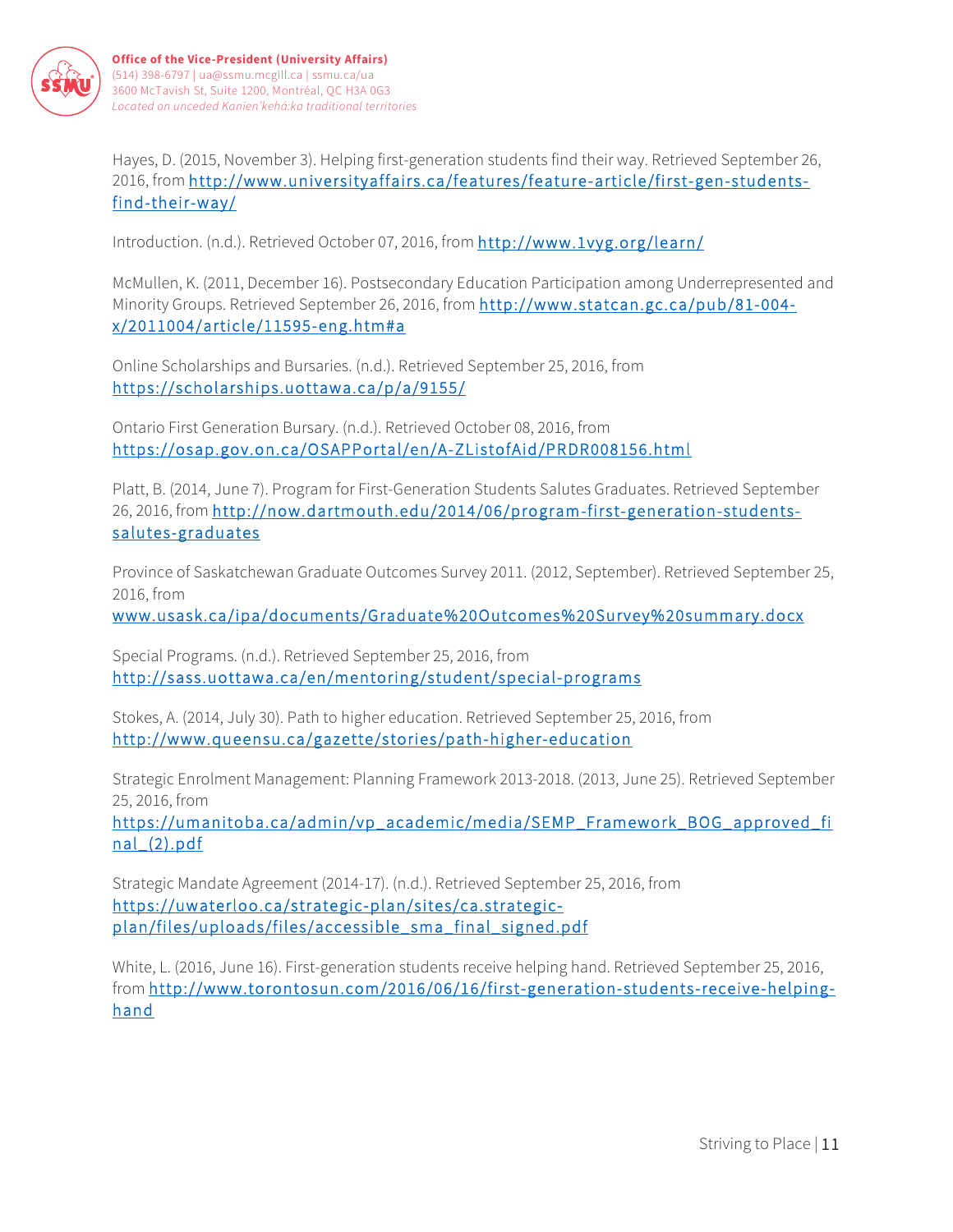Hayes, D. (2015, November 3). Helping first-generation students find their way. Retrieved September 26, 2016, from http://www.universityaffairs.ca/features/feature-article/first-gen-students-find-their-way/

Introduction. (n.d.). Retrieved October 07, 2016, from http://www.1vyg.org/learn/

McMullen, K. (2011, December 16). Postsecondary Education Participation among Underrepresented and Minority Groups. Retrieved September 26, 2016, from http://www.statcan.gc.ca/pub/81-004-x/2011004/article/11595-eng.htm#a

Online Scholarships and Bursaries. (n.d.). Retrieved September 25, 2016, from https://scholarships.uottawa.ca/p/a/9155/

Ontario First Generation Bursary. (n.d.). Retrieved October 08, 2016, from https://osap.gov.on.ca/OSAPPortal/en/A-ZListofAid/PRDR008156.html

Platt, B. (2014, June 7). Program for First-Generation Students Salutes Graduates. Retrieved September 26, 2016, from http://now.dartmouth.edu/2014/06/program-first-generation-students-salutes-graduates

Province of Saskatchewan Graduate Outcomes Survey 2011. (2012, September). Retrieved September 25, 2016, from www.usask.ca/ipa/documents/Graduate%20Outcomes%20Survey%20summary.docx

Special Programs. (n.d.). Retrieved September 25, 2016, from http://sass.uottawa.ca/en/mentoring/student/special-programs

Stokes, A. (2014, July 30). Path to higher education. Retrieved September 25, 2016, from http://www.queensu.ca/gazette/stories/path-higher-education

Strategic Enrolment Management: Planning Framework 2013-2018. (2013, June 25). Retrieved September 25, 2016, from https://umanitoba.ca/admin/vp_academic/media/SEMP_Framework_BOG_approved_final_(2).pdf

Strategic Mandate Agreement (2014-17). (n.d.). Retrieved September 25, 2016, from https://uwaterloo.ca/strategic-plan/sites/ca.strategic-plan/files/uploads/files/accessible_sma_final_signed.pdf

White, L. (2016, June 16). First-generation students receive helping hand. Retrieved September 25, 2016, from http://www.torontosun.com/2016/06/16/first-generation-students-receive-helping-hand